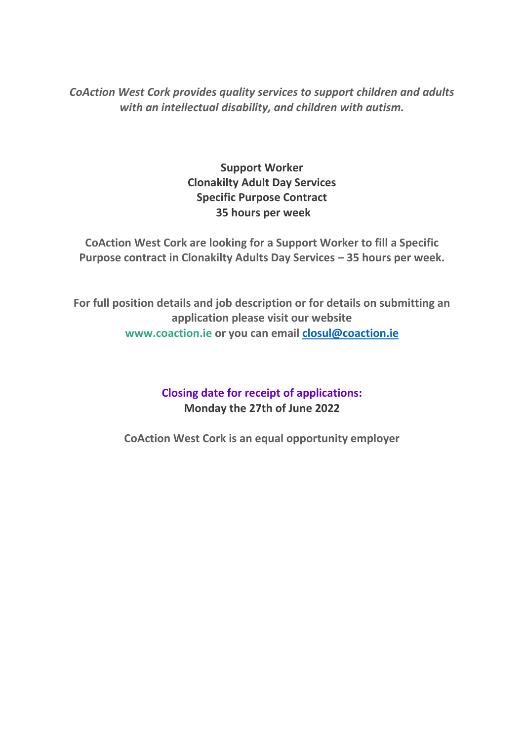*CoAction West Cork provides quality services to support children and adults with an intellectual disability, and children with autism.*

**Support Worker**
**Clonakilty Adult Day Services**
**Specific Purpose Contract**
**35 hours per week**

**CoAction West Cork are looking for a Support Worker to fill a Specific Purpose contract in Clonakilty Adults Day Services – 35 hours per week.**

**For full position details and job description or for details on submitting an application please visit our website www.coaction.ie or you can email closul@coaction.ie**

**Closing date for receipt of applications:**
**Monday the 27th of June 2022**

**CoAction West Cork is an equal opportunity employer**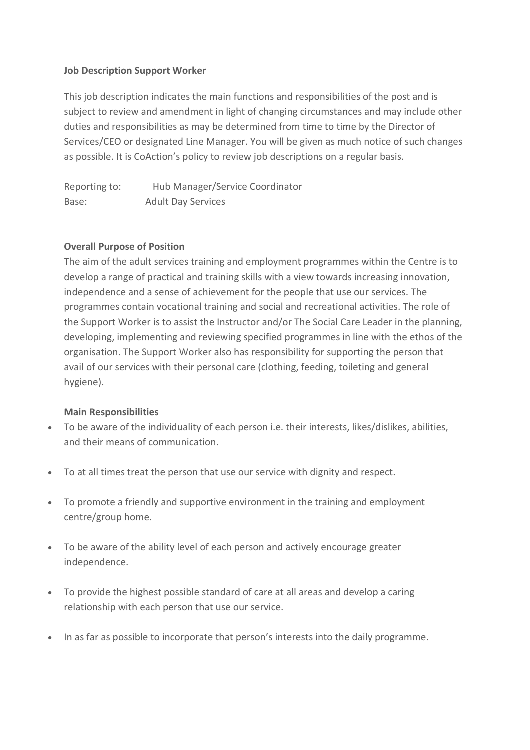**Job Description Support Worker**

This job description indicates the main functions and responsibilities of the post and is subject to review and amendment in light of changing circumstances and may include other duties and responsibilities as may be determined from time to time by the Director of Services/CEO or designated Line Manager. You will be given as much notice of such changes as possible. It is CoAction's policy to review job descriptions on a regular basis.

Reporting to: Hub Manager/Service Coordinator
Base: Adult Day Services

**Overall Purpose of Position**

The aim of the adult services training and employment programmes within the Centre is to develop a range of practical and training skills with a view towards increasing innovation, independence and a sense of achievement for the people that use our services. The programmes contain vocational training and social and recreational activities. The role of the Support Worker is to assist the Instructor and/or The Social Care Leader in the planning, developing, implementing and reviewing specified programmes in line with the ethos of the organisation. The Support Worker also has responsibility for supporting the person that avail of our services with their personal care (clothing, feeding, toileting and general hygiene).

**Main Responsibilities**

- To be aware of the individuality of each person i.e. their interests, likes/dislikes, abilities, and their means of communication.
- To at all times treat the person that use our service with dignity and respect.
- To promote a friendly and supportive environment in the training and employment centre/group home.
- To be aware of the ability level of each person and actively encourage greater independence.
- To provide the highest possible standard of care at all areas and develop a caring relationship with each person that use our service.
- In as far as possible to incorporate that person's interests into the daily programme.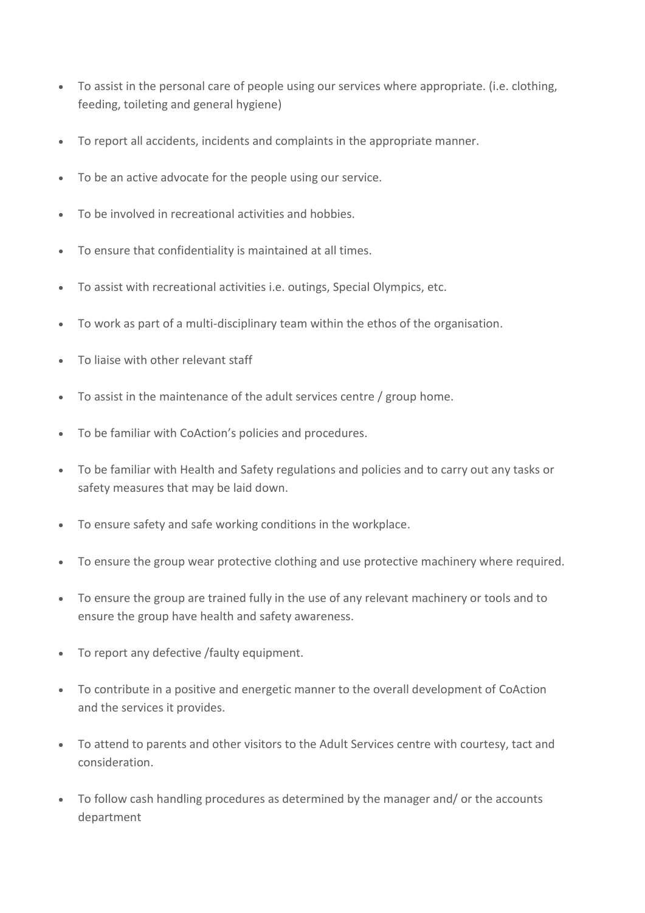- To assist in the personal care of people using our services where appropriate. (i.e. clothing, feeding, toileting and general hygiene)
- To report all accidents, incidents and complaints in the appropriate manner.
- To be an active advocate for the people using our service.
- To be involved in recreational activities and hobbies.
- To ensure that confidentiality is maintained at all times.
- To assist with recreational activities i.e. outings, Special Olympics, etc.
- To work as part of a multi-disciplinary team within the ethos of the organisation.
- To liaise with other relevant staff
- To assist in the maintenance of the adult services centre / group home.
- To be familiar with CoAction's policies and procedures.
- To be familiar with Health and Safety regulations and policies and to carry out any tasks or safety measures that may be laid down.
- To ensure safety and safe working conditions in the workplace.
- To ensure the group wear protective clothing and use protective machinery where required.
- To ensure the group are trained fully in the use of any relevant machinery or tools and to ensure the group have health and safety awareness.
- To report any defective /faulty equipment.
- To contribute in a positive and energetic manner to the overall development of CoAction and the services it provides.
- To attend to parents and other visitors to the Adult Services centre with courtesy, tact and consideration.
- To follow cash handling procedures as determined by the manager and/ or the accounts department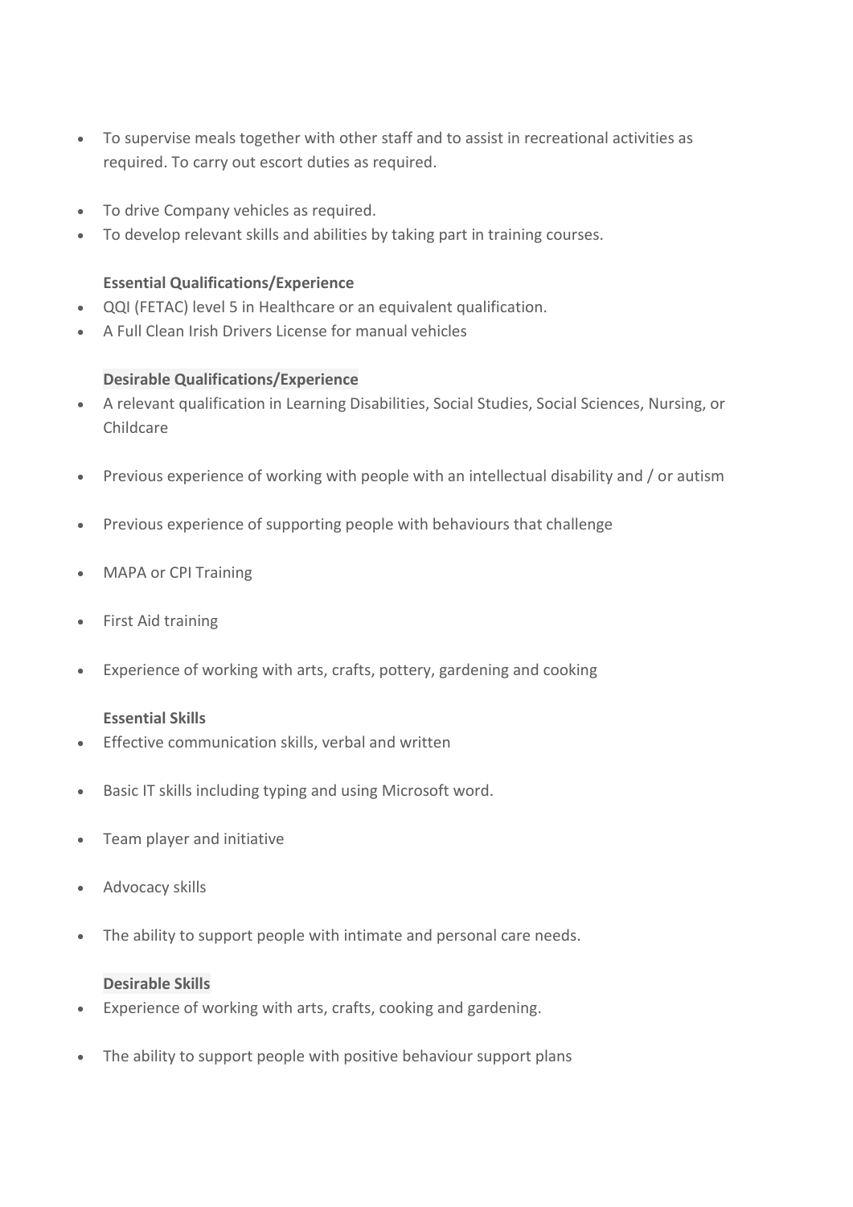- To supervise meals together with other staff and to assist in recreational activities as required. To carry out escort duties as required.

- To drive Company vehicles as required.
- To develop relevant skills and abilities by taking part in training courses.

**Essential Qualifications/Experience**

- QQI (FETAC) level 5 in Healthcare or an equivalent qualification.
- A Full Clean Irish Drivers License for manual vehicles

**Desirable Qualifications/Experience**

- A relevant qualification in Learning Disabilities, Social Studies, Social Sciences, Nursing, or Childcare

- Previous experience of working with people with an intellectual disability and / or autism

- Previous experience of supporting people with behaviours that challenge

- MAPA or CPI Training

- First Aid training

- Experience of working with arts, crafts, pottery, gardening and cooking

**Essential Skills**

- Effective communication skills, verbal and written

- Basic IT skills including typing and using Microsoft word.

- Team player and initiative

- Advocacy skills

- The ability to support people with intimate and personal care needs.

**Desirable Skills**

- Experience of working with arts, crafts, cooking and gardening.

- The ability to support people with positive behaviour support plans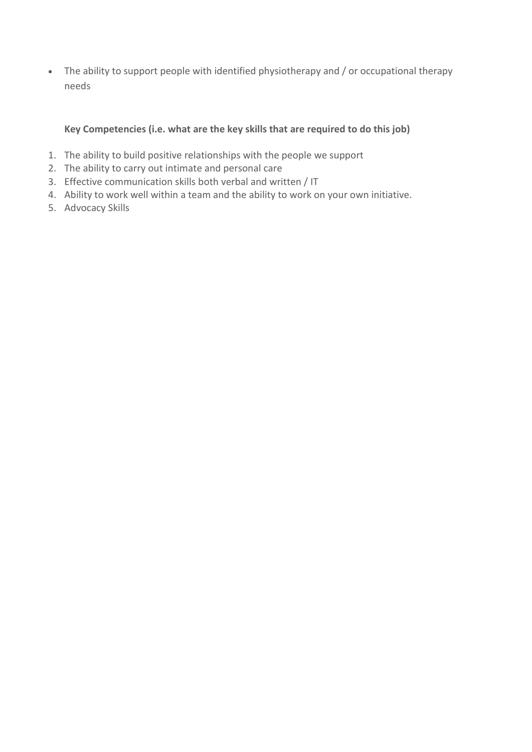- The ability to support people with identified physiotherapy and / or occupational therapy needs

**Key Competencies (i.e. what are the key skills that are required to do this job)**

1. The ability to build positive relationships with the people we support
2. The ability to carry out intimate and personal care
3. Effective communication skills both verbal and written / IT
4. Ability to work well within a team and the ability to work on your own initiative.
5. Advocacy Skills